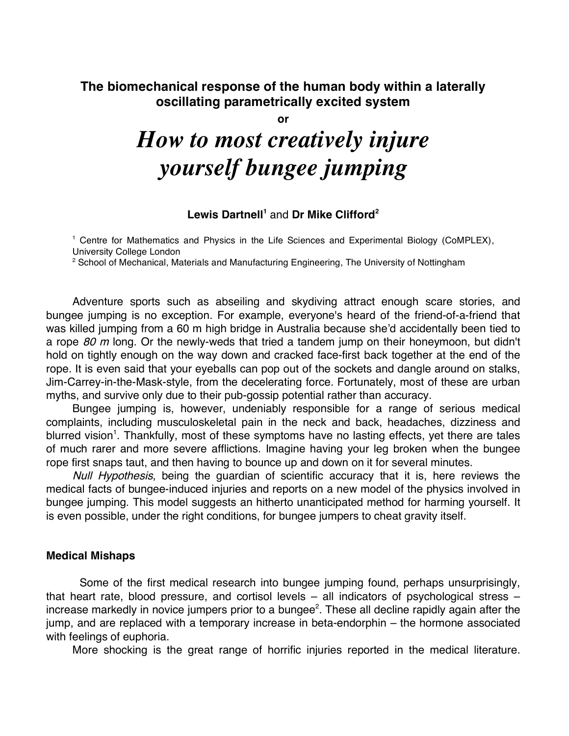## The biomechanical response of the human body within a laterally oscillating parametrically excited system

**or**

# *How to most creatively injure yourself bungee jumping*

**Lewis Dartnell**[1] and **Dr Mike Clifford**[2]

[1] Centre for Mathematics and Physics in the Life Sciences and Experimental Biology (CoMPLEX), University College London

[2] School of Mechanical, Materials and Manufacturing Engineering, The University of Nottingham

Adventure sports such as abseiling and skydiving attract enough scare stories, and bungee jumping is no exception. For example, everyone's heard of the friend-of-a-friend that was killed jumping from a 60 m high bridge in Australia because she'd accidentally been tied to a rope *80 m* long. Or the newly-weds that tried a tandem jump on their honeymoon, but didn't hold on tightly enough on the way down and cracked face-first back together at the end of the rope. It is even said that your eyeballs can pop out of the sockets and dangle around on stalks, Jim-Carrey-in-the-Mask-style, from the decelerating force. Fortunately, most of these are urban myths, and survive only due to their pub-gossip potential rather than accuracy.

Bungee jumping is, however, undeniably responsible for a range of serious medical complaints, including musculoskeletal pain in the neck and back, headaches, dizziness and blurred vision[1]. Thankfully, most of these symptoms have no lasting effects, yet there are tales of much rarer and more severe afflictions. Imagine having your leg broken when the bungee rope first snaps taut, and then having to bounce up and down on it for several minutes.

*Null Hypothesis*, being the guardian of scientific accuracy that it is, here reviews the medical facts of bungee-induced injuries and reports on a new model of the physics involved in bungee jumping. This model suggests an hitherto unanticipated method for harming yourself. It is even possible, under the right conditions, for bungee jumpers to cheat gravity itself.

### Medical Mishaps

Some of the first medical research into bungee jumping found, perhaps unsurprisingly, that heart rate, blood pressure, and cortisol levels – all indicators of psychological stress – increase markedly in novice jumpers prior to a bungee[2]. These all decline rapidly again after the jump, and are replaced with a temporary increase in beta-endorphin – the hormone associated with feelings of euphoria.

More shocking is the great range of horrific injuries reported in the medical literature.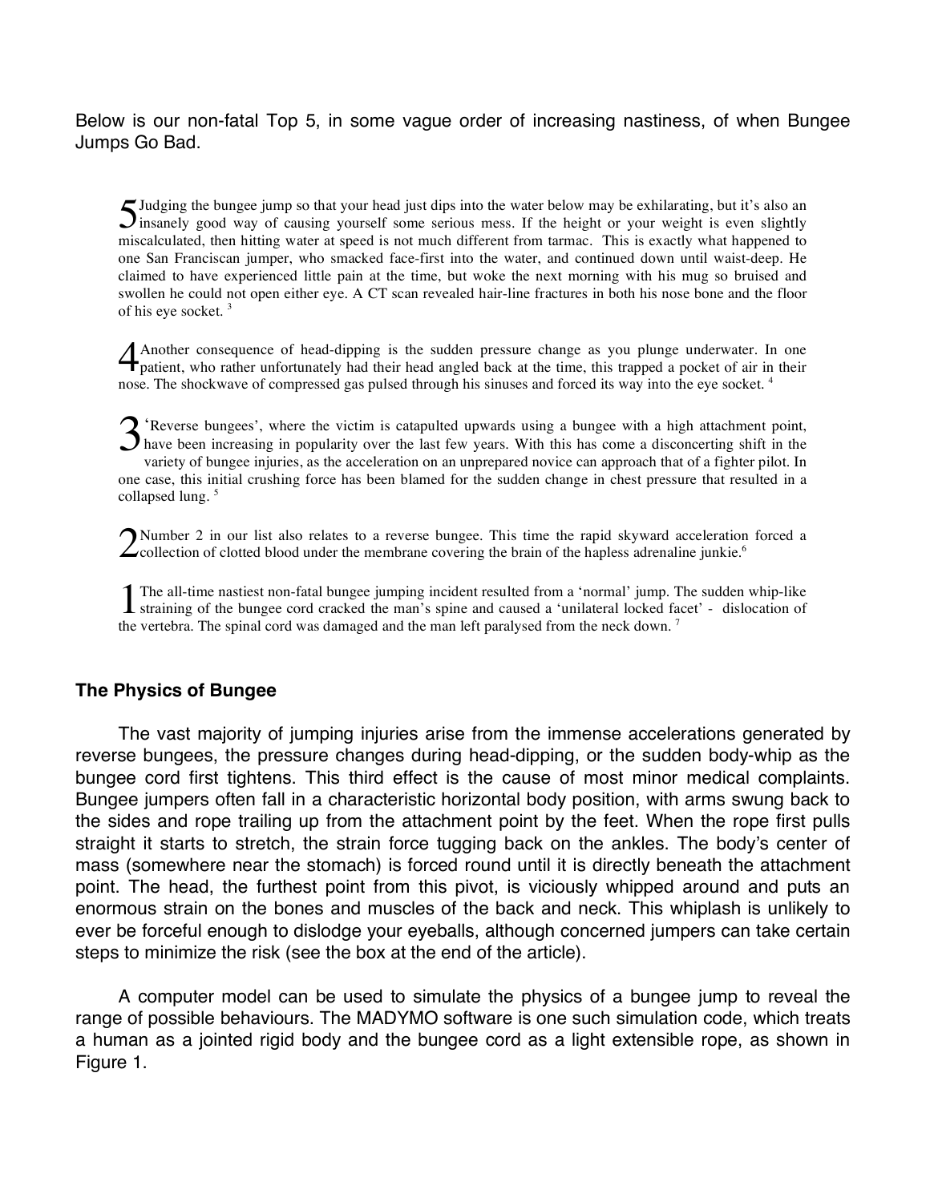Below is our non-fatal Top 5, in some vague order of increasing nastiness, of when Bungee Jumps Go Bad.

5 Judging the bungee jump so that your head just dips into the water below may be exhilarating, but it's also an insanely good way of causing yourself some serious mess. If the height or your weight is even slightly miscalculated, then hitting water at speed is not much different from tarmac. This is exactly what happened to one San Franciscan jumper, who smacked face-first into the water, and continued down until waist-deep. He claimed to have experienced little pain at the time, but woke the next morning with his mug so bruised and swollen he could not open either eye. A CT scan revealed hair-line fractures in both his nose bone and the floor of his eye socket. [3]

4 Another consequence of head-dipping is the sudden pressure change as you plunge underwater. In one patient, who rather unfortunately had their head angled back at the time, this trapped a pocket of air in their nose. The shockwave of compressed gas pulsed through his sinuses and forced its way into the eye socket. [4]

3 'Reverse bungees', where the victim is catapulted upwards using a bungee with a high attachment point, have been increasing in popularity over the last few years. With this has come a disconcerting shift in the variety of bungee injuries, as the acceleration on an unprepared novice can approach that of a fighter pilot. In one case, this initial crushing force has been blamed for the sudden change in chest pressure that resulted in a collapsed lung. [5]

2 Number 2 in our list also relates to a reverse bungee. This time the rapid skyward acceleration forced a collection of clotted blood under the membrane covering the brain of the hapless adrenaline junkie.[6]

1 The all-time nastiest non-fatal bungee jumping incident resulted from a 'normal' jump. The sudden whip-like straining of the bungee cord cracked the man's spine and caused a 'unilateral locked facet' - dislocation of the vertebra. The spinal cord was damaged and the man left paralysed from the neck down. [7]

## The Physics of Bungee

The vast majority of jumping injuries arise from the immense accelerations generated by reverse bungees, the pressure changes during head-dipping, or the sudden body-whip as the bungee cord first tightens. This third effect is the cause of most minor medical complaints. Bungee jumpers often fall in a characteristic horizontal body position, with arms swung back to the sides and rope trailing up from the attachment point by the feet. When the rope first pulls straight it starts to stretch, the strain force tugging back on the ankles. The body's center of mass (somewhere near the stomach) is forced round until it is directly beneath the attachment point. The head, the furthest point from this pivot, is viciously whipped around and puts an enormous strain on the bones and muscles of the back and neck. This whiplash is unlikely to ever be forceful enough to dislodge your eyeballs, although concerned jumpers can take certain steps to minimize the risk (see the box at the end of the article).

A computer model can be used to simulate the physics of a bungee jump to reveal the range of possible behaviours. The MADYMO software is one such simulation code, which treats a human as a jointed rigid body and the bungee cord as a light extensible rope, as shown in Figure 1.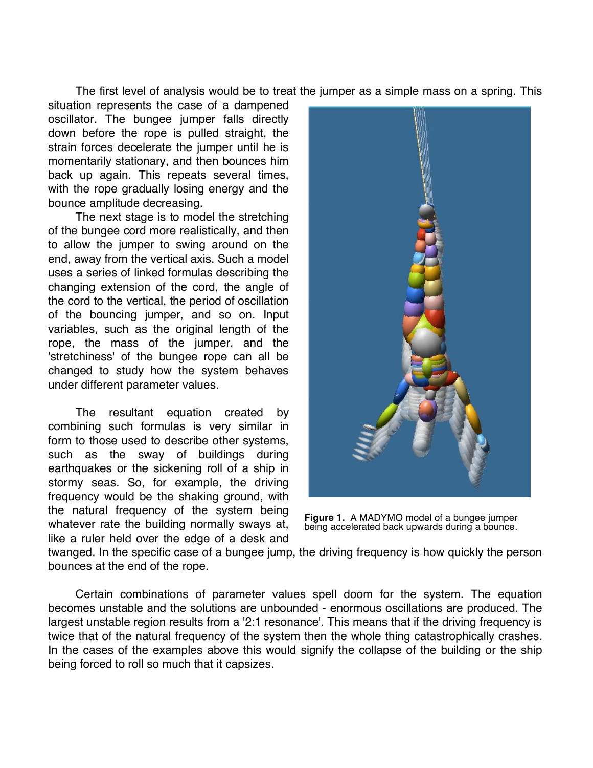The first level of analysis would be to treat the jumper as a simple mass on a spring. This situation represents the case of a dampened oscillator. The bungee jumper falls directly down before the rope is pulled straight, the strain forces decelerate the jumper until he is momentarily stationary, and then bounces him back up again. This repeats several times, with the rope gradually losing energy and the bounce amplitude decreasing.

The next stage is to model the stretching of the bungee cord more realistically, and then to allow the jumper to swing around on the end, away from the vertical axis. Such a model uses a series of linked formulas describing the changing extension of the cord, the angle of the cord to the vertical, the period of oscillation of the bouncing jumper, and so on. Input variables, such as the original length of the rope, the mass of the jumper, and the 'stretchiness' of the bungee rope can all be changed to study how the system behaves under different parameter values.

**Figure 1.** A MADYMO model of a bungee jumper being accelerated back upwards during a bounce.

The resultant equation created by combining such formulas is very similar in form to those used to describe other systems, such as the sway of buildings during earthquakes or the sickening roll of a ship in stormy seas. So, for example, the driving frequency would be the shaking ground, with the natural frequency of the system being whatever rate the building normally sways at, like a ruler held over the edge of a desk and twanged. In the specific case of a bungee jump, the driving frequency is how quickly the person bounces at the end of the rope.

Certain combinations of parameter values spell doom for the system. The equation becomes unstable and the solutions are unbounded - enormous oscillations are produced. The largest unstable region results from a '2:1 resonance'. This means that if the driving frequency is twice that of the natural frequency of the system then the whole thing catastrophically crashes. In the cases of the examples above this would signify the collapse of the building or the ship being forced to roll so much that it capsizes.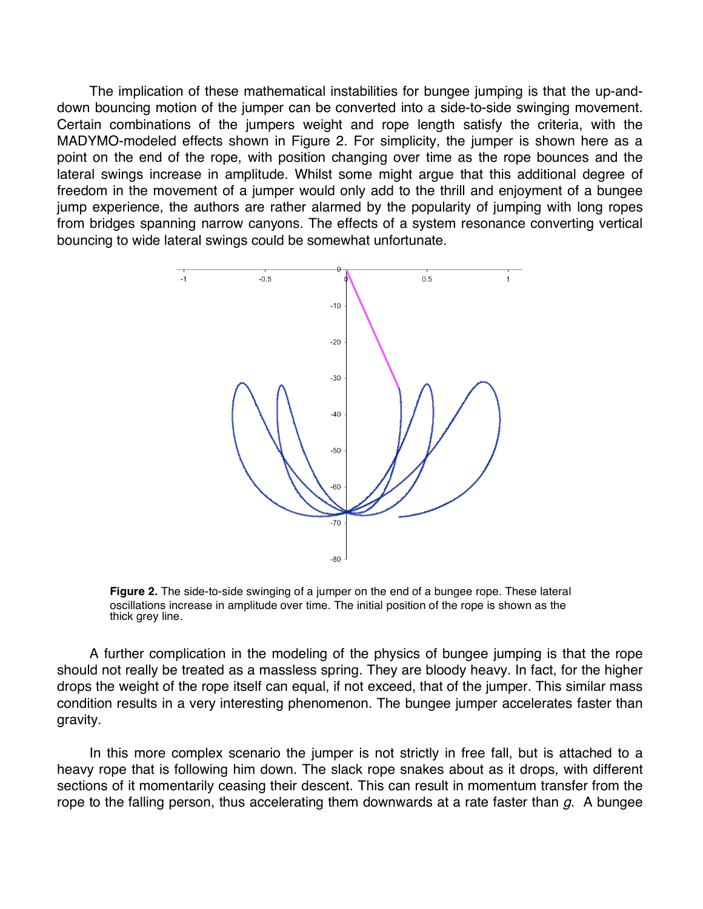The implication of these mathematical instabilities for bungee jumping is that the up-and-down bouncing motion of the jumper can be converted into a side-to-side swinging movement. Certain combinations of the jumpers weight and rope length satisfy the criteria, with the MADYMO-modeled effects shown in Figure 2. For simplicity, the jumper is shown here as a point on the end of the rope, with position changing over time as the rope bounces and the lateral swings increase in amplitude. Whilst some might argue that this additional degree of freedom in the movement of a jumper would only add to the thrill and enjoyment of a bungee jump experience, the authors are rather alarmed by the popularity of jumping with long ropes from bridges spanning narrow canyons. The effects of a system resonance converting vertical bouncing to wide lateral swings could be somewhat unfortunate.

**Figure 2.** The side-to-side swinging of a jumper on the end of a bungee rope. These lateral oscillations increase in amplitude over time. The initial position of the rope is shown as the thick grey line.

A further complication in the modeling of the physics of bungee jumping is that the rope should not really be treated as a massless spring. They are bloody heavy. In fact, for the higher drops the weight of the rope itself can equal, if not exceed, that of the jumper. This similar mass condition results in a very interesting phenomenon. The bungee jumper accelerates faster than gravity.

In this more complex scenario the jumper is not strictly in free fall, but is attached to a heavy rope that is following him down. The slack rope snakes about as it drops, with different sections of it momentarily ceasing their descent. This can result in momentum transfer from the rope to the falling person, thus accelerating them downwards at a rate faster than *g*. A bungee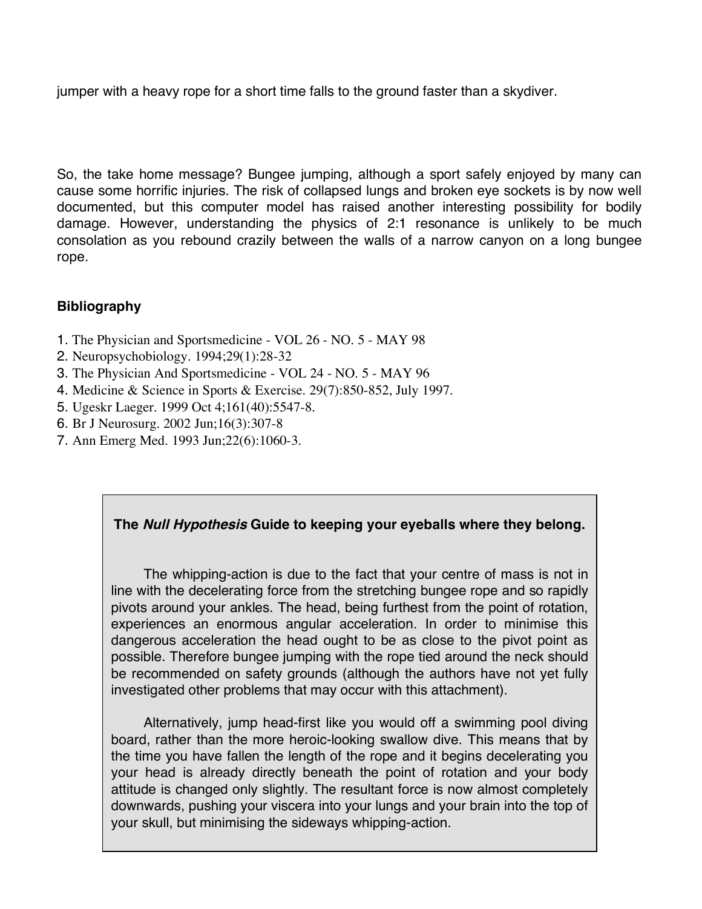jumper with a heavy rope for a short time falls to the ground faster than a skydiver.

So, the take home message? Bungee jumping, although a sport safely enjoyed by many can cause some horrific injuries. The risk of collapsed lungs and broken eye sockets is by now well documented, but this computer model has raised another interesting possibility for bodily damage. However, understanding the physics of 2:1 resonance is unlikely to be much consolation as you rebound crazily between the walls of a narrow canyon on a long bungee rope.

### Bibliography

1. The Physician and Sportsmedicine - VOL 26 - NO. 5 - MAY 98
2. Neuropsychobiology. 1994;29(1):28-32
3. The Physician And Sportsmedicine - VOL 24 - NO. 5 - MAY 96
4. Medicine & Science in Sports & Exercise. 29(7):850-852, July 1997.
5. Ugeskr Laeger. 1999 Oct 4;161(40):5547-8.
6. Br J Neurosurg. 2002 Jun;16(3):307-8
7. Ann Emerg Med. 1993 Jun;22(6):1060-3.

**The *Null Hypothesis* Guide to keeping your eyeballs where they belong.**

The whipping-action is due to the fact that your centre of mass is not in line with the decelerating force from the stretching bungee rope and so rapidly pivots around your ankles. The head, being furthest from the point of rotation, experiences an enormous angular acceleration. In order to minimise this dangerous acceleration the head ought to be as close to the pivot point as possible. Therefore bungee jumping with the rope tied around the neck should be recommended on safety grounds (although the authors have not yet fully investigated other problems that may occur with this attachment).

Alternatively, jump head-first like you would off a swimming pool diving board, rather than the more heroic-looking swallow dive. This means that by the time you have fallen the length of the rope and it begins decelerating you your head is already directly beneath the point of rotation and your body attitude is changed only slightly. The resultant force is now almost completely downwards, pushing your viscera into your lungs and your brain into the top of your skull, but minimising the sideways whipping-action.